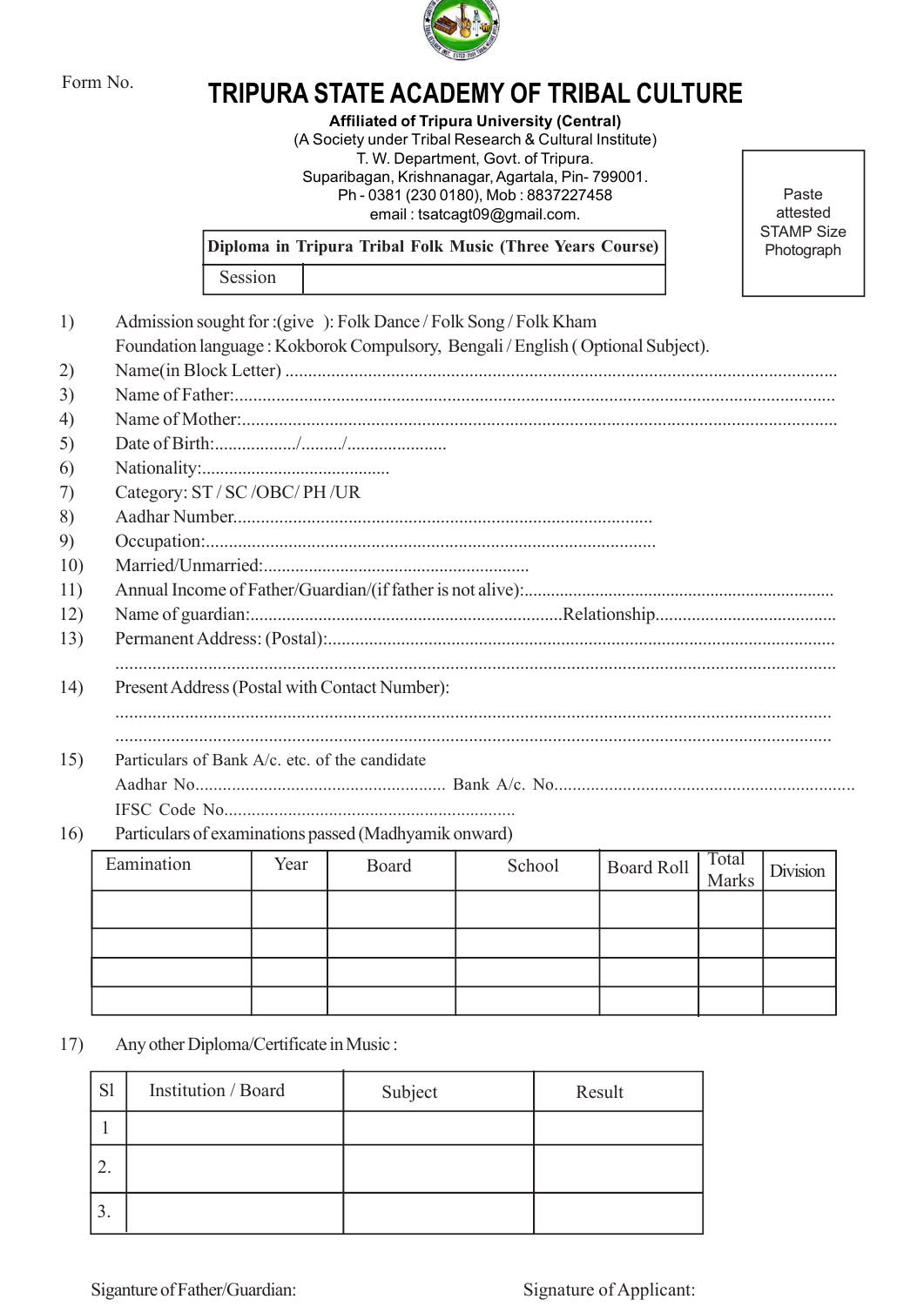Form No.

# TRIPURA STATE ACADEMY OF TRIBAL CULTURE

**Affiliated of Tripura University (Central)**

(A Society under Tribal Research & Cultural Institute)
T. W. Department, Govt. of Tripura.
Suparibagan, Krishnanagar, Agartala, Pin- 799001.
Ph - 0381 (230 0180), Mob : 8837227458
email : tsatcagt09@gmail.com.

| Diploma in Tripura Tribal Folk Music (Three Years Course) | |
|---|---|
| Session | |

Paste attested STAMP Size Photograph

1) Admission sought for :(give ): Folk Dance / Folk Song / Folk Kham
   Foundation language : Kokborok Compulsory, Bengali / English ( Optional Subject).
2) Name(in Block Letter) ........................................................................................................................
3) Name of Father:.................................................................................................................................
4) Name of Mother:................................................................................................................................
5) Date of Birth:................../........./.....................
6) Nationality:..........................................
7) Category: ST / SC /OBC/ PH /UR
8) Aadhar Number...........................................................................................
9) Occupation:..................................................................................................
10) Married/Unmarried:...........................................................
11) Annual Income of Father/Guardian/(if father is not alive):.....................................................................
12) Name of guardian:....................................................................Relationship........................................
13) Permanent Address: (Postal):..............................................................................................................
    ..........................................................................................................................................................
14) Present Address (Postal with Contact Number):
    ..........................................................................................................................................................
    ..........................................................................................................................................................
15) Particulars of Bank A/c. etc. of the candidate
    Aadhar No....................................................... Bank A/c. No.................................................................
    IFSC Code No................................................................
16) Particulars of examinations passed (Madhyamik onward)

| Eamination | Year | Board | School | Board Roll | Total Marks | Division |
|---|---|---|---|---|---|---|
| | | | | | | |
| | | | | | | |
| | | | | | | |
| | | | | | | |

17) Any other Diploma/Certificate in Music :

| Sl | Institution / Board | Subject | Result |
|---|---|---|---|
| 1 | | | |
| 2. | | | |
| 3. | | | |

Siganture of Father/Guardian: Signature of Applicant: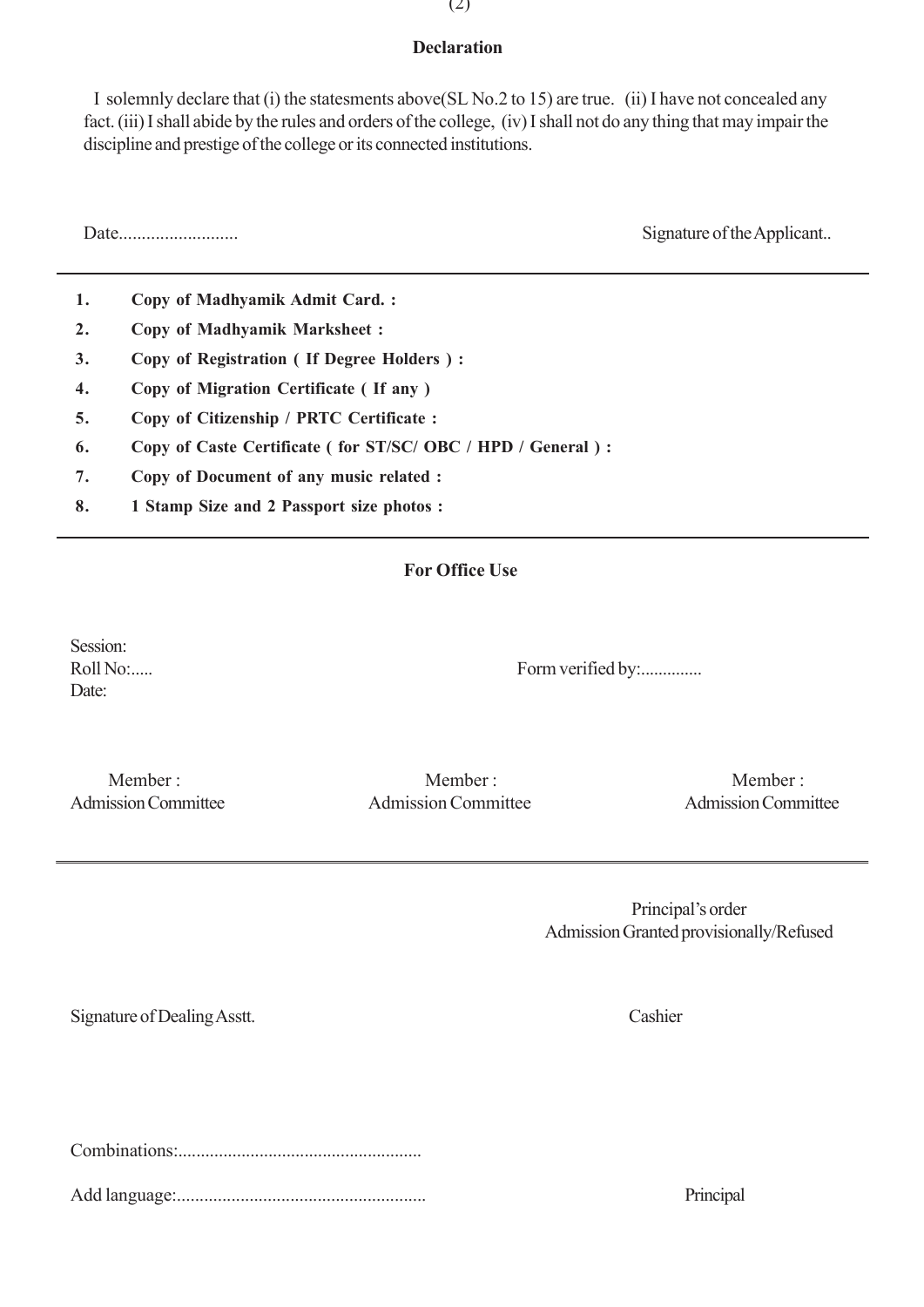## Declaration

I solemnly declare that (i) the statesments above(SL No.2 to 15) are true. (ii) I have not concealed any fact. (iii) I shall abide by the rules and orders of the college, (iv) I shall not do any thing that may impair the discipline and prestige of the college or its connected institutions.

Date.........................

Signature of the Applicant..

---

1. **Copy of Madhyamik Admit Card. :**
2. **Copy of Madhyamik Marksheet :**
3. **Copy of Registration ( If Degree Holders ) :**
4. **Copy of Migration Certificate ( If any )**
5. **Copy of Citizenship / PRTC Certificate :**
6. **Copy of Caste Certificate ( for ST/SC/ OBC / HPD / General ) :**
7. **Copy of Document of any music related :**
8. **1 Stamp Size and 2 Passport size photos :**

---

### For Office Use

Session:
Roll No:.....
Date:

Form verified by:.............

Member : Admission Committee

Member : Admission Committee

Member : Admission Committee

---

Principal's order
Admission Granted provisionally/Refused

Signature of Dealing Asstt.

Cashier

Combinations:.....................................................

Add language:......................................................

Principal